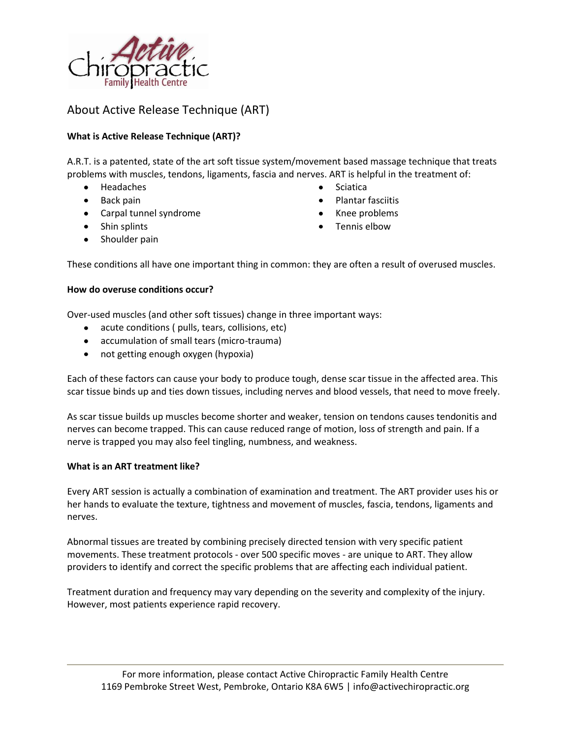# About Active Release Technique (ART)

**What is Active Release Technique (ART)?**

A.R.T. is a patented, state of the art soft tissue system/movement based massage technique that treats problems with muscles, tendons, ligaments, fascia and nerves. ART is helpful in the treatment of:

- Headaches
- Back pain
- Carpal tunnel syndrome
- Shin splints
- Shoulder pain
- Sciatica
- Plantar fasciitis
- Knee problems
- Tennis elbow

These conditions all have one important thing in common: they are often a result of overused muscles.

**How do overuse conditions occur?**

Over-used muscles (and other soft tissues) change in three important ways:

- acute conditions ( pulls, tears, collisions, etc)
- accumulation of small tears (micro-trauma)
- not getting enough oxygen (hypoxia)

Each of these factors can cause your body to produce tough, dense scar tissue in the affected area. This scar tissue binds up and ties down tissues, including nerves and blood vessels, that need to move freely.

As scar tissue builds up muscles become shorter and weaker, tension on tendons causes tendonitis and nerves can become trapped. This can cause reduced range of motion, loss of strength and pain. If a nerve is trapped you may also feel tingling, numbness, and weakness.

**What is an ART treatment like?**

Every ART session is actually a combination of examination and treatment. The ART provider uses his or her hands to evaluate the texture, tightness and movement of muscles, fascia, tendons, ligaments and nerves.

Abnormal tissues are treated by combining precisely directed tension with very specific patient movements. These treatment protocols - over 500 specific moves - are unique to ART. They allow providers to identify and correct the specific problems that are affecting each individual patient.

Treatment duration and frequency may vary depending on the severity and complexity of the injury. However, most patients experience rapid recovery.

For more information, please contact Active Chiropractic Family Health Centre
1169 Pembroke Street West, Pembroke, Ontario K8A 6W5 | info@activechiropractic.org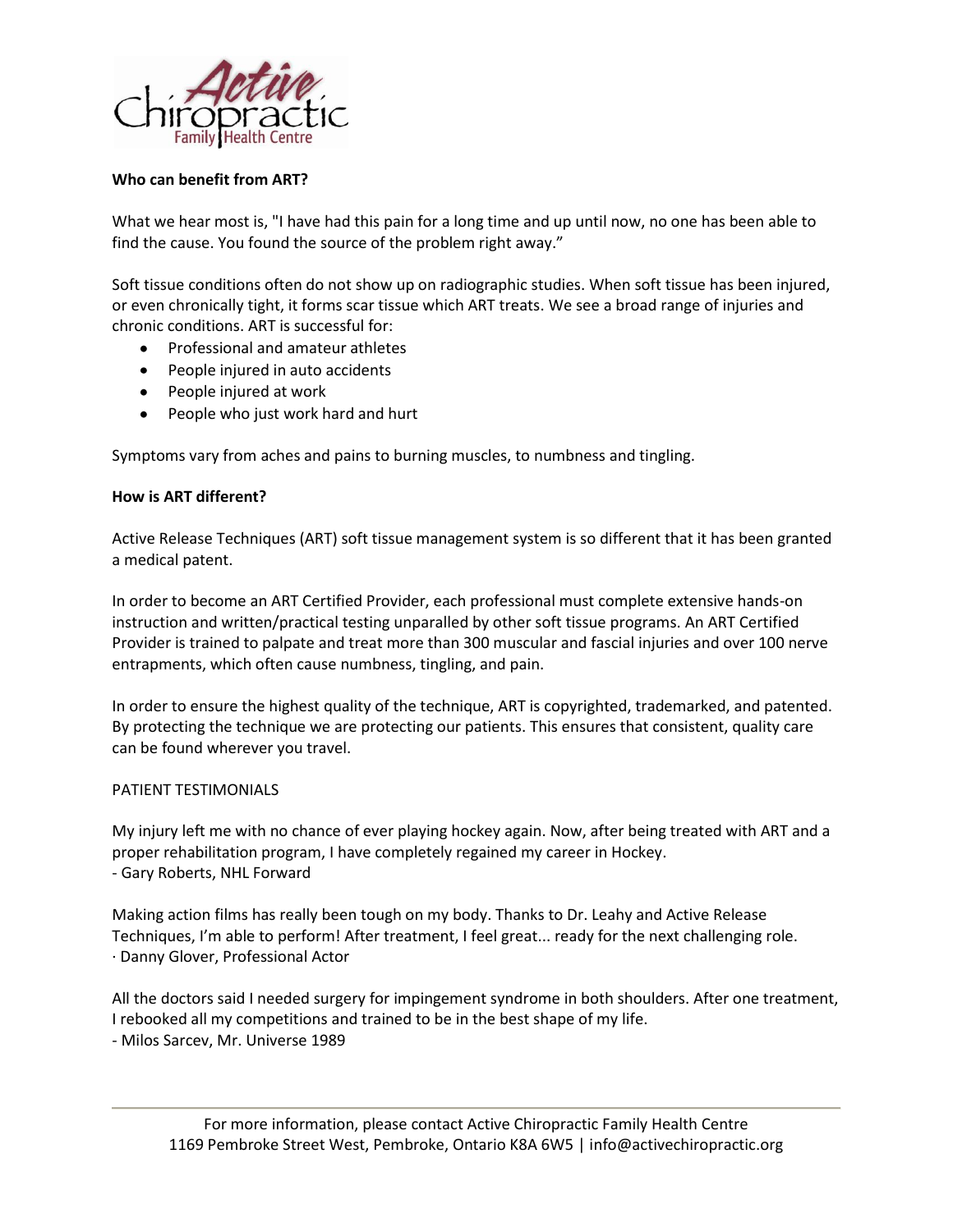**Who can benefit from ART?**

What we hear most is, "I have had this pain for a long time and up until now, no one has been able to find the cause. You found the source of the problem right away."

Soft tissue conditions often do not show up on radiographic studies. When soft tissue has been injured, or even chronically tight, it forms scar tissue which ART treats. We see a broad range of injuries and chronic conditions. ART is successful for:

- Professional and amateur athletes
- People injured in auto accidents
- People injured at work
- People who just work hard and hurt

Symptoms vary from aches and pains to burning muscles, to numbness and tingling.

**How is ART different?**

Active Release Techniques (ART) soft tissue management system is so different that it has been granted a medical patent.

In order to become an ART Certified Provider, each professional must complete extensive hands-on instruction and written/practical testing unparalled by other soft tissue programs. An ART Certified Provider is trained to palpate and treat more than 300 muscular and fascial injuries and over 100 nerve entrapments, which often cause numbness, tingling, and pain.

In order to ensure the highest quality of the technique, ART is copyrighted, trademarked, and patented. By protecting the technique we are protecting our patients. This ensures that consistent, quality care can be found wherever you travel.

PATIENT TESTIMONIALS

My injury left me with no chance of ever playing hockey again. Now, after being treated with ART and a proper rehabilitation program, I have completely regained my career in Hockey.
- Gary Roberts, NHL Forward

Making action films has really been tough on my body. Thanks to Dr. Leahy and Active Release Techniques, I'm able to perform! After treatment, I feel great... ready for the next challenging role.
· Danny Glover, Professional Actor

All the doctors said I needed surgery for impingement syndrome in both shoulders. After one treatment, I rebooked all my competitions and trained to be in the best shape of my life.
- Milos Sarcev, Mr. Universe 1989

For more information, please contact Active Chiropractic Family Health Centre
1169 Pembroke Street West, Pembroke, Ontario K8A 6W5 | info@activechiropractic.org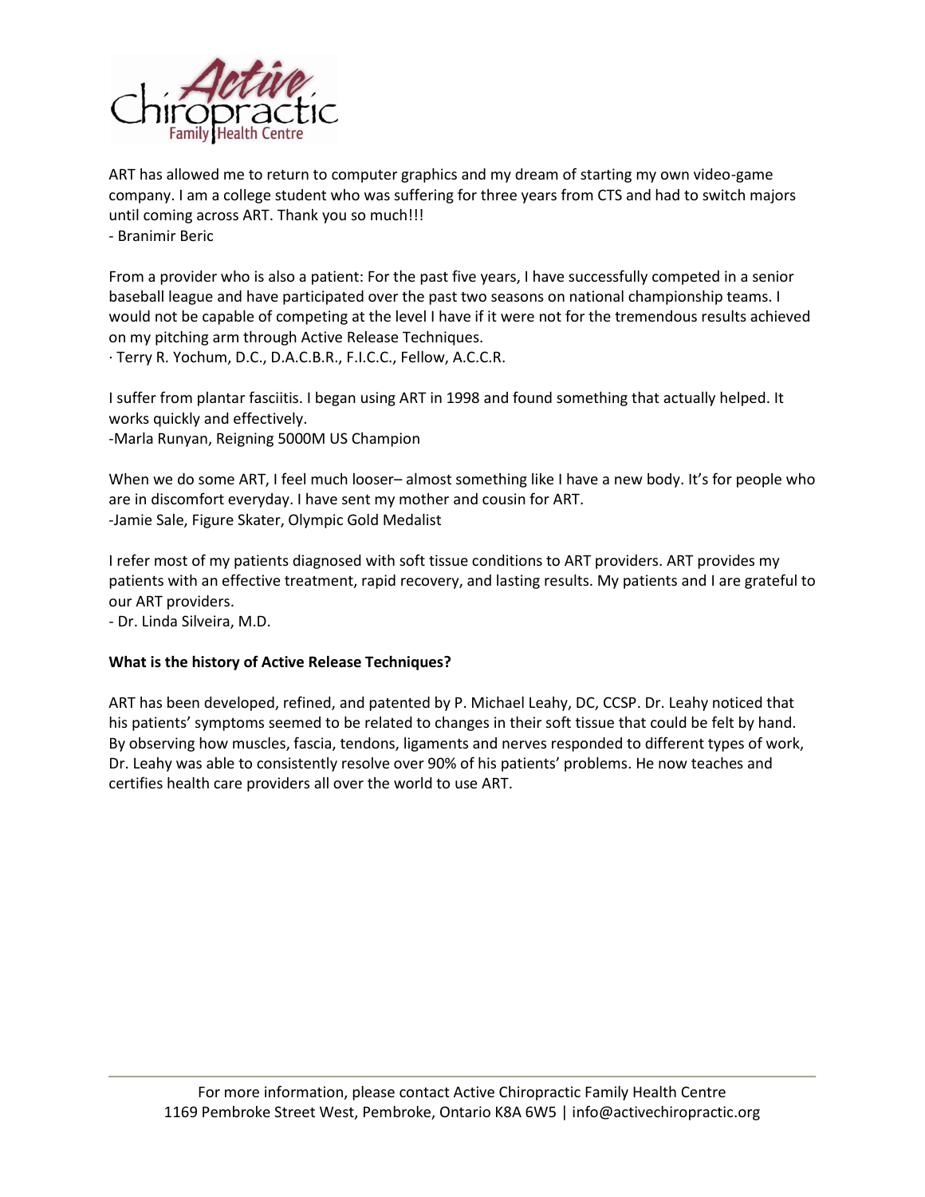ART has allowed me to return to computer graphics and my dream of starting my own video-game company. I am a college student who was suffering for three years from CTS and had to switch majors until coming across ART. Thank you so much!!!
- Branimir Beric

From a provider who is also a patient: For the past five years, I have successfully competed in a senior baseball league and have participated over the past two seasons on national championship teams. I would not be capable of competing at the level I have if it were not for the tremendous results achieved on my pitching arm through Active Release Techniques.
· Terry R. Yochum, D.C., D.A.C.B.R., F.I.C.C., Fellow, A.C.C.R.

I suffer from plantar fasciitis. I began using ART in 1998 and found something that actually helped. It works quickly and effectively.
-Marla Runyan, Reigning 5000M US Champion

When we do some ART, I feel much looser– almost something like I have a new body. It's for people who are in discomfort everyday. I have sent my mother and cousin for ART.
-Jamie Sale, Figure Skater, Olympic Gold Medalist

I refer most of my patients diagnosed with soft tissue conditions to ART providers. ART provides my patients with an effective treatment, rapid recovery, and lasting results. My patients and I are grateful to our ART providers.
- Dr. Linda Silveira, M.D.

**What is the history of Active Release Techniques?**

ART has been developed, refined, and patented by P. Michael Leahy, DC, CCSP. Dr. Leahy noticed that his patients' symptoms seemed to be related to changes in their soft tissue that could be felt by hand. By observing how muscles, fascia, tendons, ligaments and nerves responded to different types of work, Dr. Leahy was able to consistently resolve over 90% of his patients' problems. He now teaches and certifies health care providers all over the world to use ART.